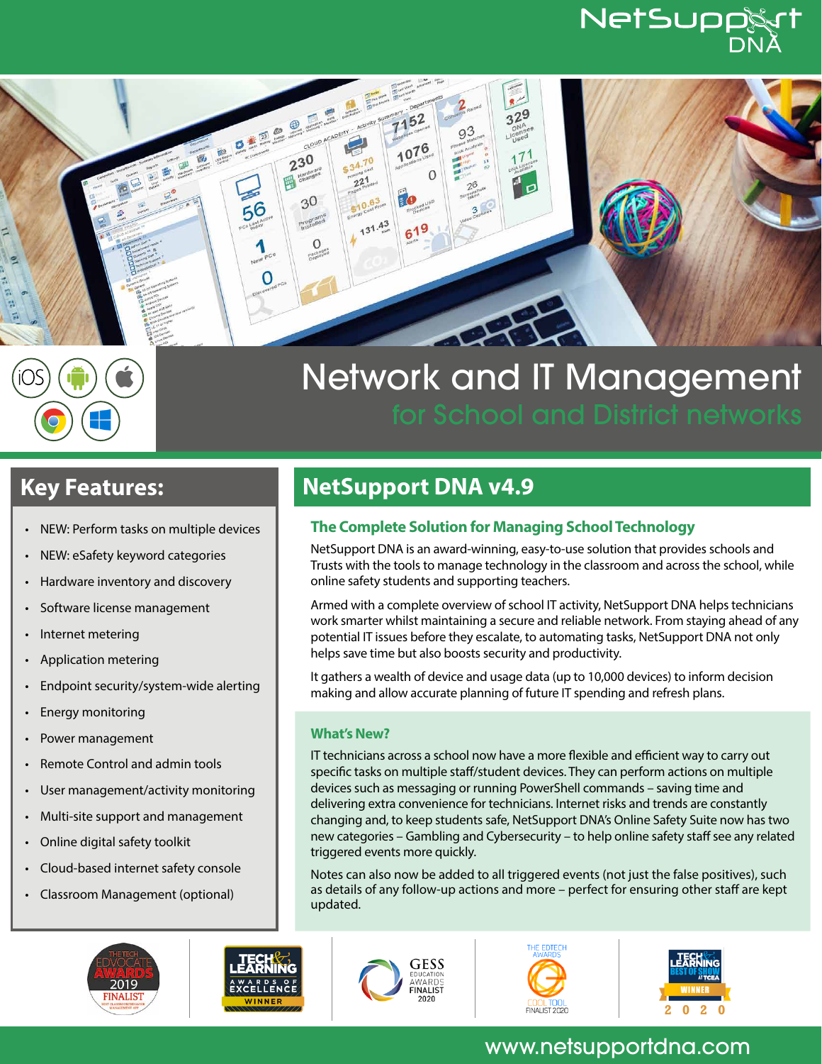# Network and IT Management

## for School and District networks

## Key Features:

- NEW: Perform tasks on multiple devices
- NEW: eSafety keyword categories
- Hardware inventory and discovery
- Software license management
- Internet metering
- Application metering
- Endpoint security/system-wide alerting
- Energy monitoring
- Power management
- Remote Control and admin tools
- User management/activity monitoring
- Multi-site support and management
- Online digital safety toolkit
- Cloud-based internet safety console
- Classroom Management (optional)

## NetSupport DNA v4.9

### The Complete Solution for Managing School Technology

NetSupport DNA is an award-winning, easy-to-use solution that provides schools and Trusts with the tools to manage technology in the classroom and across the school, while online safety students and supporting teachers.

Armed with a complete overview of school IT activity, NetSupport DNA helps technicians work smarter whilst maintaining a secure and reliable network. From staying ahead of any potential IT issues before they escalate, to automating tasks, NetSupport DNA not only helps save time but also boosts security and productivity.

It gathers a wealth of device and usage data (up to 10,000 devices) to inform decision making and allow accurate planning of future IT spending and refresh plans.

### What's New?

IT technicians across a school now have a more flexible and efficient way to carry out specific tasks on multiple staff/student devices. They can perform actions on multiple devices such as messaging or running PowerShell commands – saving time and delivering extra convenience for technicians. Internet risks and trends are constantly changing and, to keep students safe, NetSupport DNA's Online Safety Suite now has two new categories – Gambling and Cybersecurity – to help online safety staff see any related triggered events more quickly.

Notes can also now be added to all triggered events (not just the false positives), such as details of any follow-up actions and more – perfect for ensuring other staff are kept updated.

www.netsupportdna.com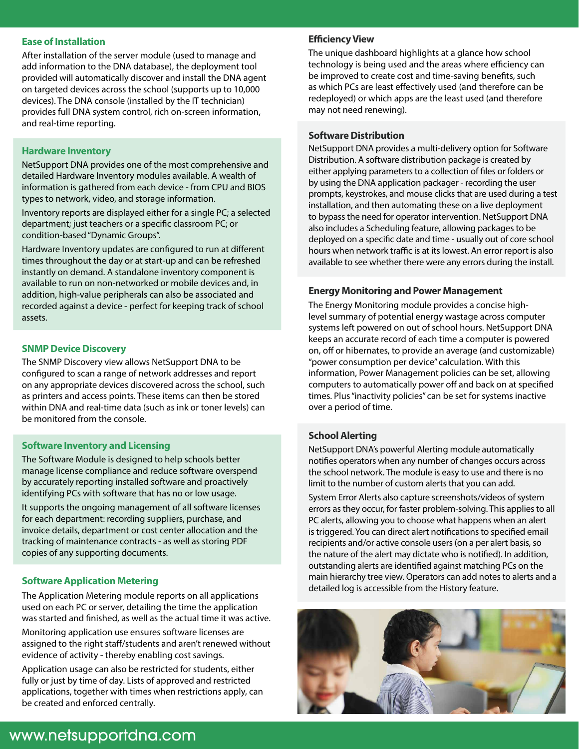### Ease of Installation

After installation of the server module (used to manage and add information to the DNA database), the deployment tool provided will automatically discover and install the DNA agent on targeted devices across the school (supports up to 10,000 devices). The DNA console (installed by the IT technician) provides full DNA system control, rich on-screen information, and real-time reporting.

### Hardware Inventory

NetSupport DNA provides one of the most comprehensive and detailed Hardware Inventory modules available. A wealth of information is gathered from each device - from CPU and BIOS types to network, video, and storage information.

Inventory reports are displayed either for a single PC; a selected department; just teachers or a specific classroom PC; or condition-based "Dynamic Groups".

Hardware Inventory updates are configured to run at different times throughout the day or at start-up and can be refreshed instantly on demand. A standalone inventory component is available to run on non-networked or mobile devices and, in addition, high-value peripherals can also be associated and recorded against a device - perfect for keeping track of school assets.

### SNMP Device Discovery

The SNMP Discovery view allows NetSupport DNA to be configured to scan a range of network addresses and report on any appropriate devices discovered across the school, such as printers and access points. These items can then be stored within DNA and real-time data (such as ink or toner levels) can be monitored from the console.

### Software Inventory and Licensing

The Software Module is designed to help schools better manage license compliance and reduce software overspend by accurately reporting installed software and proactively identifying PCs with software that has no or low usage.

It supports the ongoing management of all software licenses for each department: recording suppliers, purchase, and invoice details, department or cost center allocation and the tracking of maintenance contracts - as well as storing PDF copies of any supporting documents.

### Software Application Metering

The Application Metering module reports on all applications used on each PC or server, detailing the time the application was started and finished, as well as the actual time it was active.

Monitoring application use ensures software licenses are assigned to the right staff/students and aren't renewed without evidence of activity - thereby enabling cost savings.

Application usage can also be restricted for students, either fully or just by time of day. Lists of approved and restricted applications, together with times when restrictions apply, can be created and enforced centrally.

### Efficiency View

The unique dashboard highlights at a glance how school technology is being used and the areas where efficiency can be improved to create cost and time-saving benefits, such as which PCs are least effectively used (and therefore can be redeployed) or which apps are the least used (and therefore may not need renewing).

### Software Distribution

NetSupport DNA provides a multi-delivery option for Software Distribution. A software distribution package is created by either applying parameters to a collection of files or folders or by using the DNA application packager - recording the user prompts, keystrokes, and mouse clicks that are used during a test installation, and then automating these on a live deployment to bypass the need for operator intervention. NetSupport DNA also includes a Scheduling feature, allowing packages to be deployed on a specific date and time - usually out of core school hours when network traffic is at its lowest. An error report is also available to see whether there were any errors during the install.

### Energy Monitoring and Power Management

The Energy Monitoring module provides a concise high-level summary of potential energy wastage across computer systems left powered on out of school hours. NetSupport DNA keeps an accurate record of each time a computer is powered on, off or hibernates, to provide an average (and customizable) "power consumption per device" calculation. With this information, Power Management policies can be set, allowing computers to automatically power off and back on at specified times. Plus "inactivity policies" can be set for systems inactive over a period of time.

### School Alerting

NetSupport DNA's powerful Alerting module automatically notifies operators when any number of changes occurs across the school network. The module is easy to use and there is no limit to the number of custom alerts that you can add.

System Error Alerts also capture screenshots/videos of system errors as they occur, for faster problem-solving. This applies to all PC alerts, allowing you to choose what happens when an alert is triggered. You can direct alert notifications to specified email recipients and/or active console users (on a per alert basis, so the nature of the alert may dictate who is notified). In addition, outstanding alerts are identified against matching PCs on the main hierarchy tree view. Operators can add notes to alerts and a detailed log is accessible from the History feature.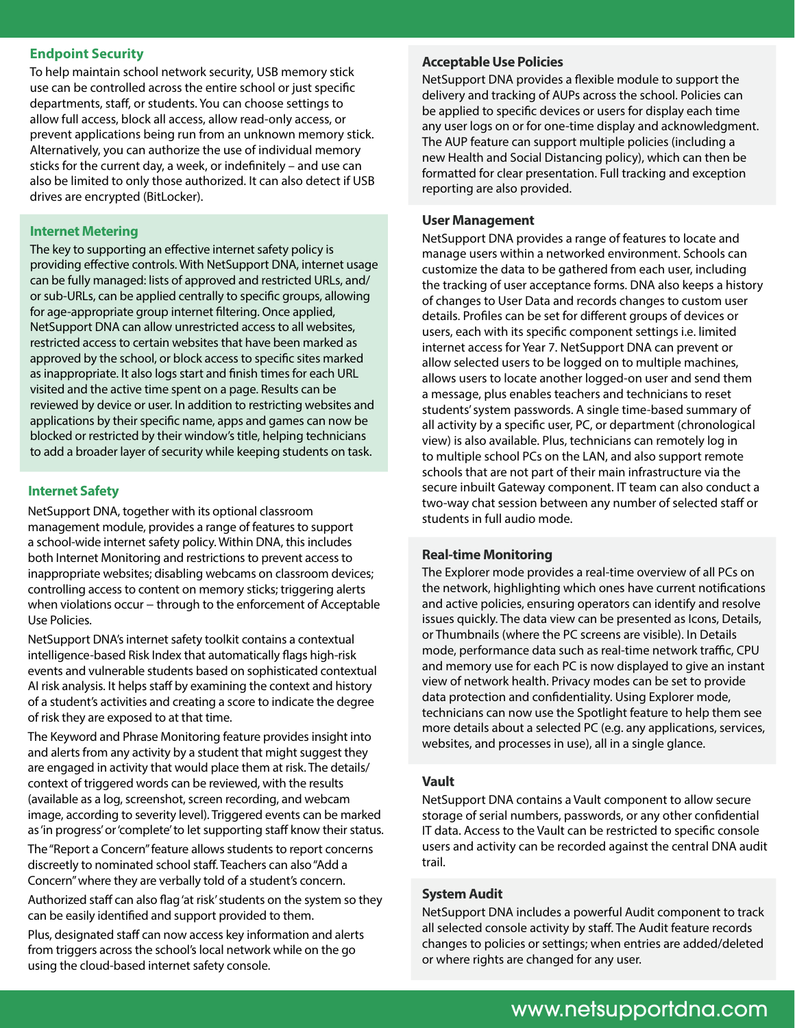### Endpoint Security

To help maintain school network security, USB memory stick use can be controlled across the entire school or just specific departments, staff, or students. You can choose settings to allow full access, block all access, allow read-only access, or prevent applications being run from an unknown memory stick. Alternatively, you can authorize the use of individual memory sticks for the current day, a week, or indefinitely – and use can also be limited to only those authorized. It can also detect if USB drives are encrypted (BitLocker).

### Internet Metering

The key to supporting an effective internet safety policy is providing effective controls. With NetSupport DNA, internet usage can be fully managed: lists of approved and restricted URLs, and/or sub-URLs, can be applied centrally to specific groups, allowing for age-appropriate group internet filtering. Once applied, NetSupport DNA can allow unrestricted access to all websites, restricted access to certain websites that have been marked as approved by the school, or block access to specific sites marked as inappropriate. It also logs start and finish times for each URL visited and the active time spent on a page. Results can be reviewed by device or user. In addition to restricting websites and applications by their specific name, apps and games can now be blocked or restricted by their window's title, helping technicians to add a broader layer of security while keeping students on task.

### Internet Safety

NetSupport DNA, together with its optional classroom management module, provides a range of features to support a school-wide internet safety policy. Within DNA, this includes both Internet Monitoring and restrictions to prevent access to inappropriate websites; disabling webcams on classroom devices; controlling access to content on memory sticks; triggering alerts when violations occur – through to the enforcement of Acceptable Use Policies.

NetSupport DNA's internet safety toolkit contains a contextual intelligence-based Risk Index that automatically flags high-risk events and vulnerable students based on sophisticated contextual AI risk analysis. It helps staff by examining the context and history of a student's activities and creating a score to indicate the degree of risk they are exposed to at that time.

The Keyword and Phrase Monitoring feature provides insight into and alerts from any activity by a student that might suggest they are engaged in activity that would place them at risk. The details/context of triggered words can be reviewed, with the results (available as a log, screenshot, screen recording, and webcam image, according to severity level). Triggered events can be marked as 'in progress' or 'complete' to let supporting staff know their status.

The "Report a Concern" feature allows students to report concerns discreetly to nominated school staff. Teachers can also "Add a Concern" where they are verbally told of a student's concern.

Authorized staff can also flag 'at risk' students on the system so they can be easily identified and support provided to them.

Plus, designated staff can now access key information and alerts from triggers across the school's local network while on the go using the cloud-based internet safety console.

### Acceptable Use Policies

NetSupport DNA provides a flexible module to support the delivery and tracking of AUPs across the school. Policies can be applied to specific devices or users for display each time any user logs on or for one-time display and acknowledgment. The AUP feature can support multiple policies (including a new Health and Social Distancing policy), which can then be formatted for clear presentation. Full tracking and exception reporting are also provided.

### User Management

NetSupport DNA provides a range of features to locate and manage users within a networked environment. Schools can customize the data to be gathered from each user, including the tracking of user acceptance forms. DNA also keeps a history of changes to User Data and records changes to custom user details. Profiles can be set for different groups of devices or users, each with its specific component settings i.e. limited internet access for Year 7. NetSupport DNA can prevent or allow selected users to be logged on to multiple machines, allows users to locate another logged-on user and send them a message, plus enables teachers and technicians to reset students' system passwords. A single time-based summary of all activity by a specific user, PC, or department (chronological view) is also available. Plus, technicians can remotely log in to multiple school PCs on the LAN, and also support remote schools that are not part of their main infrastructure via the secure inbuilt Gateway component. IT team can also conduct a two-way chat session between any number of selected staff or students in full audio mode.

### Real-time Monitoring

The Explorer mode provides a real-time overview of all PCs on the network, highlighting which ones have current notifications and active policies, ensuring operators can identify and resolve issues quickly. The data view can be presented as Icons, Details, or Thumbnails (where the PC screens are visible). In Details mode, performance data such as real-time network traffic, CPU and memory use for each PC is now displayed to give an instant view of network health. Privacy modes can be set to provide data protection and confidentiality. Using Explorer mode, technicians can now use the Spotlight feature to help them see more details about a selected PC (e.g. any applications, services, websites, and processes in use), all in a single glance.

### Vault

NetSupport DNA contains a Vault component to allow secure storage of serial numbers, passwords, or any other confidential IT data. Access to the Vault can be restricted to specific console users and activity can be recorded against the central DNA audit trail.

### System Audit

NetSupport DNA includes a powerful Audit component to track all selected console activity by staff. The Audit feature records changes to policies or settings; when entries are added/deleted or where rights are changed for any user.

www.netsupportdna.com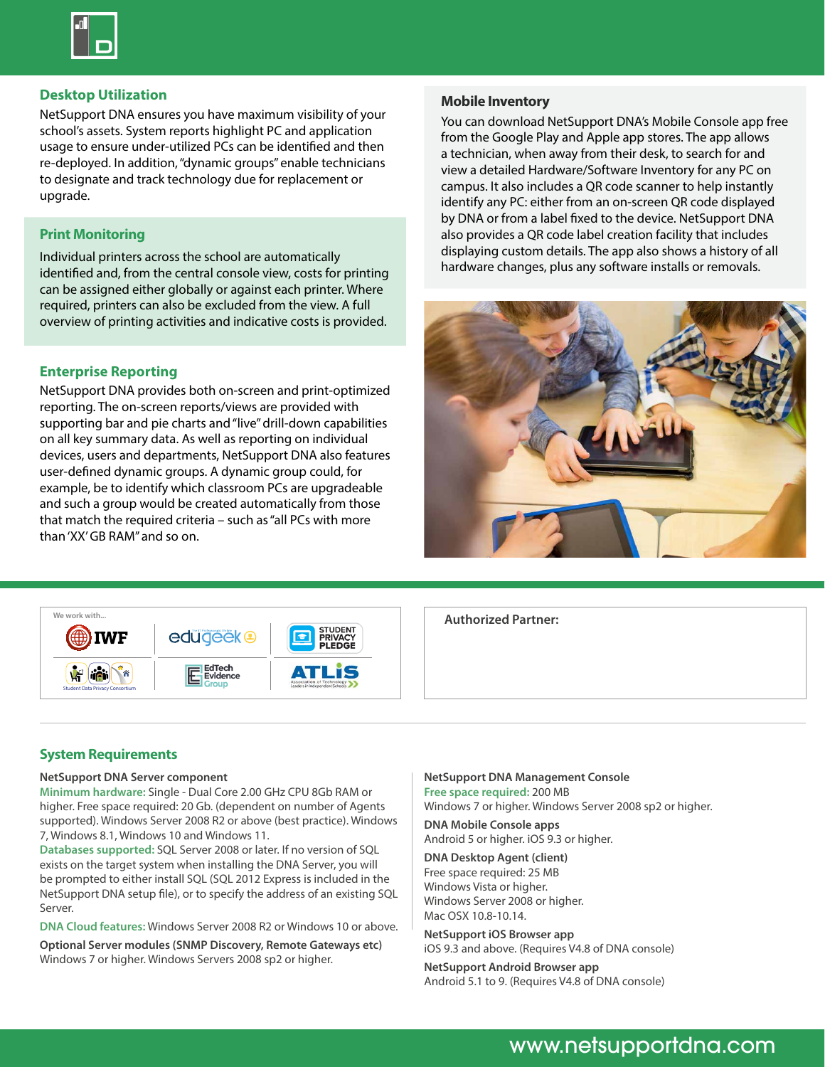## Desktop Utilization

NetSupport DNA ensures you have maximum visibility of your school's assets. System reports highlight PC and application usage to ensure under-utilized PCs can be identified and then re-deployed. In addition, "dynamic groups" enable technicians to designate and track technology due for replacement or upgrade.

## Print Monitoring

Individual printers across the school are automatically identified and, from the central console view, costs for printing can be assigned either globally or against each printer. Where required, printers can also be excluded from the view. A full overview of printing activities and indicative costs is provided.

## Enterprise Reporting

NetSupport DNA provides both on-screen and print-optimized reporting. The on-screen reports/views are provided with supporting bar and pie charts and "live" drill-down capabilities on all key summary data. As well as reporting on individual devices, users and departments, NetSupport DNA also features user-defined dynamic groups. A dynamic group could, for example, be to identify which classroom PCs are upgradeable and such a group would be created automatically from those that match the required criteria – such as "all PCs with more than 'XX' GB RAM" and so on.

## Mobile Inventory

You can download NetSupport DNA's Mobile Console app free from the Google Play and Apple app stores. The app allows a technician, when away from their desk, to search for and view a detailed Hardware/Software Inventory for any PC on campus. It also includes a QR code scanner to help instantly identify any PC: either from an on-screen QR code displayed by DNA or from a label fixed to the device. NetSupport DNA also provides a QR code label creation facility that includes displaying custom details. The app also shows a history of all hardware changes, plus any software installs or removals.

We work with...

IWF | edugeek | STUDENT PRIVACY PLEDGE | Student Data Privacy Consortium | EdTech Evidence Group | ATLIS Association of Technology Leaders in Independent Schools

**Authorized Partner:**

## System Requirements

**NetSupport DNA Server component**

**Minimum hardware:** Single - Dual Core 2.00 GHz CPU 8Gb RAM or higher. Free space required: 20 Gb. (dependent on number of Agents supported). Windows Server 2008 R2 or above (best practice). Windows 7, Windows 8.1, Windows 10 and Windows 11.

**Databases supported:** SQL Server 2008 or later. If no version of SQL exists on the target system when installing the DNA Server, you will be prompted to either install SQL (SQL 2012 Express is included in the NetSupport DNA setup file), or to specify the address of an existing SQL Server.

**DNA Cloud features:** Windows Server 2008 R2 or Windows 10 or above.

**Optional Server modules (SNMP Discovery, Remote Gateways etc)**
Windows 7 or higher. Windows Servers 2008 sp2 or higher.

**NetSupport DNA Management Console**

**Free space required:** 200 MB
Windows 7 or higher. Windows Server 2008 sp2 or higher.

**DNA Mobile Console apps**
Android 5 or higher. iOS 9.3 or higher.

**DNA Desktop Agent (client)**
Free space required: 25 MB
Windows Vista or higher.
Windows Server 2008 or higher.
Mac OSX 10.8-10.14.

**NetSupport iOS Browser app**
iOS 9.3 and above. (Requires V4.8 of DNA console)

**NetSupport Android Browser app**
Android 5.1 to 9. (Requires V4.8 of DNA console)

www.netsupportdna.com